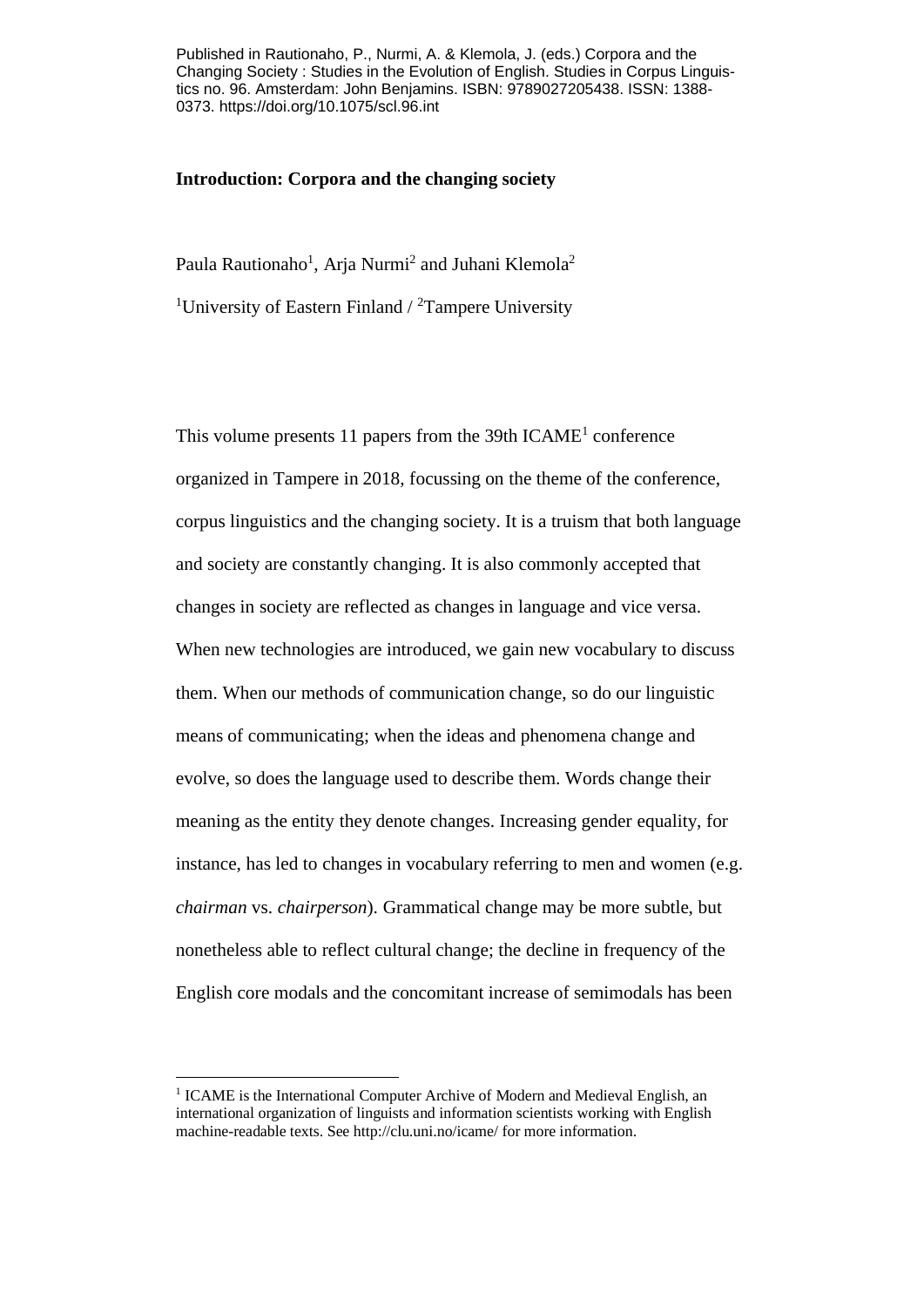Published in Rautionaho, P., Nurmi, A. & Klemola, J. (eds.) Corpora and the Changing Society : Studies in the Evolution of English. Studies in Corpus Linguistics no. 96. Amsterdam: John Benjamins. ISBN: 9789027205438. ISSN: 1388-0373. https://doi.org/10.1075/scl.96.int

# Introduction: Corpora and the changing society

Paula Rautionaho[1], Arja Nurmi[2] and Juhani Klemola[2]

[1]University of Eastern Finland / [2]Tampere University

This volume presents 11 papers from the 39th ICAME[1] conference organized in Tampere in 2018, focussing on the theme of the conference, corpus linguistics and the changing society. It is a truism that both language and society are constantly changing. It is also commonly accepted that changes in society are reflected as changes in language and vice versa. When new technologies are introduced, we gain new vocabulary to discuss them. When our methods of communication change, so do our linguistic means of communicating; when the ideas and phenomena change and evolve, so does the language used to describe them. Words change their meaning as the entity they denote changes. Increasing gender equality, for instance, has led to changes in vocabulary referring to men and women (e.g. *chairman* vs. *chairperson*). Grammatical change may be more subtle, but nonetheless able to reflect cultural change; the decline in frequency of the English core modals and the concomitant increase of semimodals has been

[1] ICAME is the International Computer Archive of Modern and Medieval English, an international organization of linguists and information scientists working with English machine-readable texts. See http://clu.uni.no/icame/ for more information.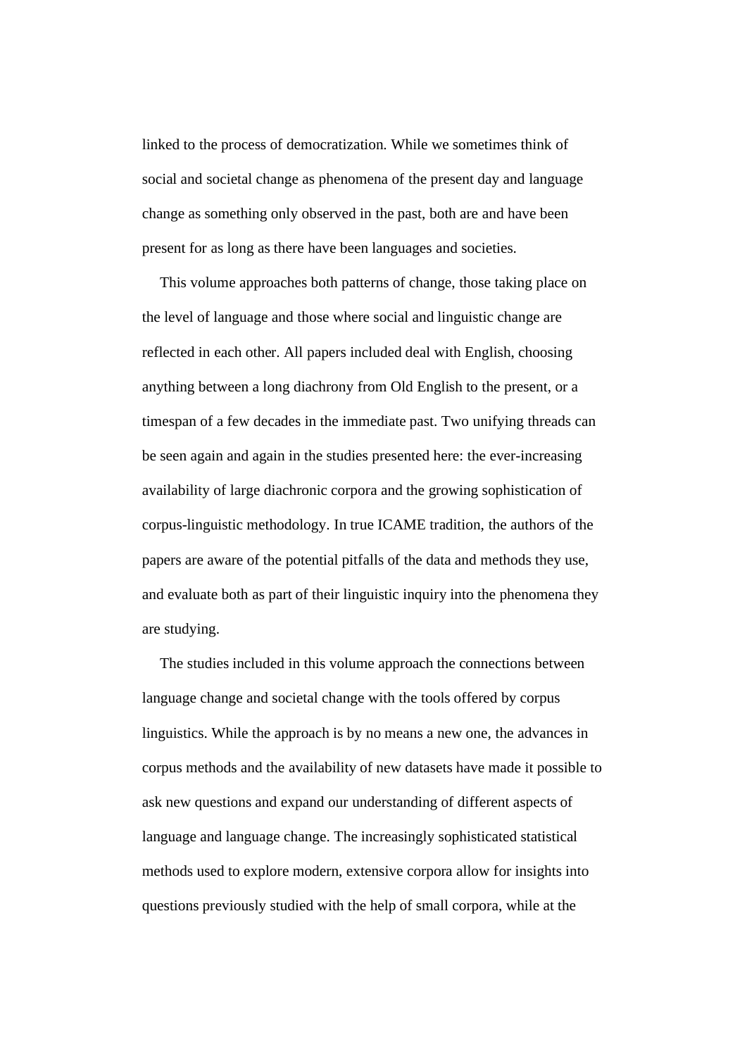linked to the process of democratization. While we sometimes think of social and societal change as phenomena of the present day and language change as something only observed in the past, both are and have been present for as long as there have been languages and societies.

This volume approaches both patterns of change, those taking place on the level of language and those where social and linguistic change are reflected in each other. All papers included deal with English, choosing anything between a long diachrony from Old English to the present, or a timespan of a few decades in the immediate past. Two unifying threads can be seen again and again in the studies presented here: the ever-increasing availability of large diachronic corpora and the growing sophistication of corpus-linguistic methodology. In true ICAME tradition, the authors of the papers are aware of the potential pitfalls of the data and methods they use, and evaluate both as part of their linguistic inquiry into the phenomena they are studying.

The studies included in this volume approach the connections between language change and societal change with the tools offered by corpus linguistics. While the approach is by no means a new one, the advances in corpus methods and the availability of new datasets have made it possible to ask new questions and expand our understanding of different aspects of language and language change. The increasingly sophisticated statistical methods used to explore modern, extensive corpora allow for insights into questions previously studied with the help of small corpora, while at the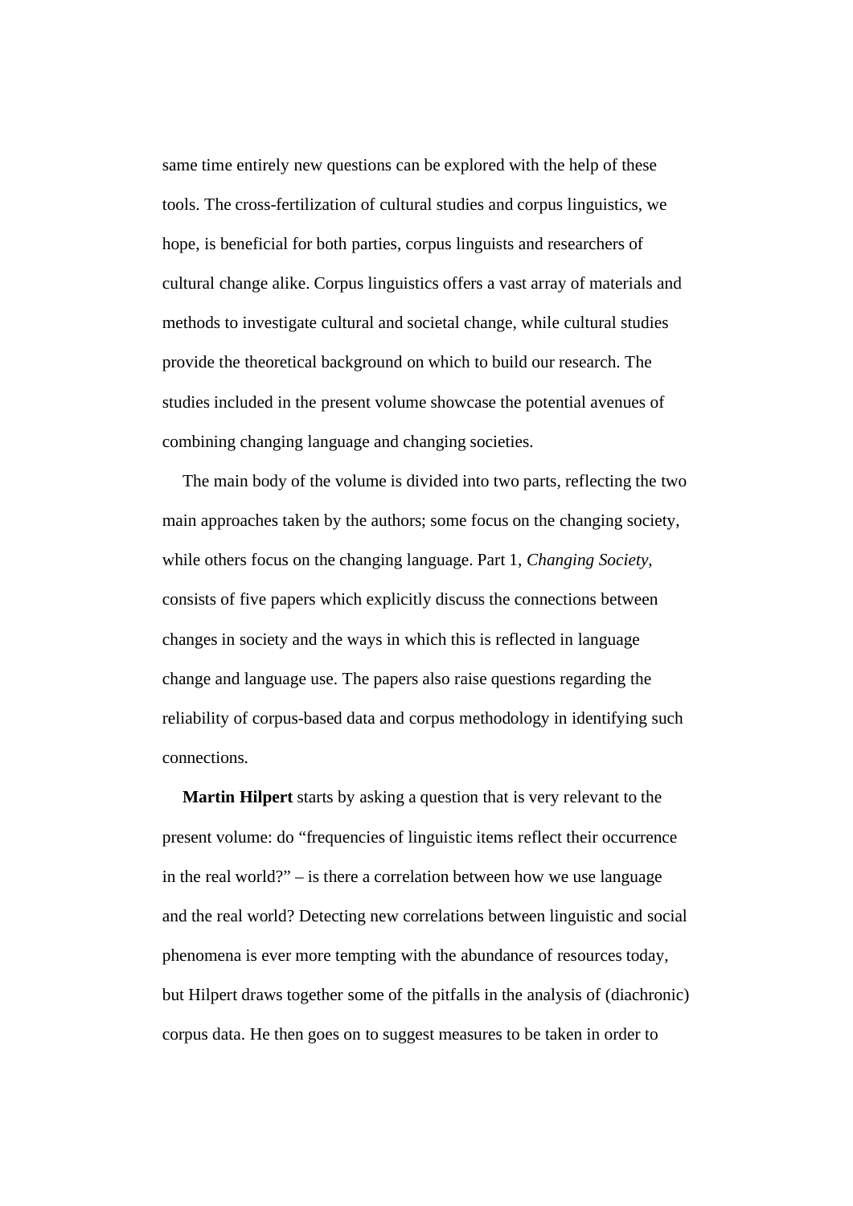same time entirely new questions can be explored with the help of these tools. The cross-fertilization of cultural studies and corpus linguistics, we hope, is beneficial for both parties, corpus linguists and researchers of cultural change alike. Corpus linguistics offers a vast array of materials and methods to investigate cultural and societal change, while cultural studies provide the theoretical background on which to build our research. The studies included in the present volume showcase the potential avenues of combining changing language and changing societies.

The main body of the volume is divided into two parts, reflecting the two main approaches taken by the authors; some focus on the changing society, while others focus on the changing language. Part 1, *Changing Society*, consists of five papers which explicitly discuss the connections between changes in society and the ways in which this is reflected in language change and language use. The papers also raise questions regarding the reliability of corpus-based data and corpus methodology in identifying such connections.

**Martin Hilpert** starts by asking a question that is very relevant to the present volume: do "frequencies of linguistic items reflect their occurrence in the real world?" – is there a correlation between how we use language and the real world? Detecting new correlations between linguistic and social phenomena is ever more tempting with the abundance of resources today, but Hilpert draws together some of the pitfalls in the analysis of (diachronic) corpus data. He then goes on to suggest measures to be taken in order to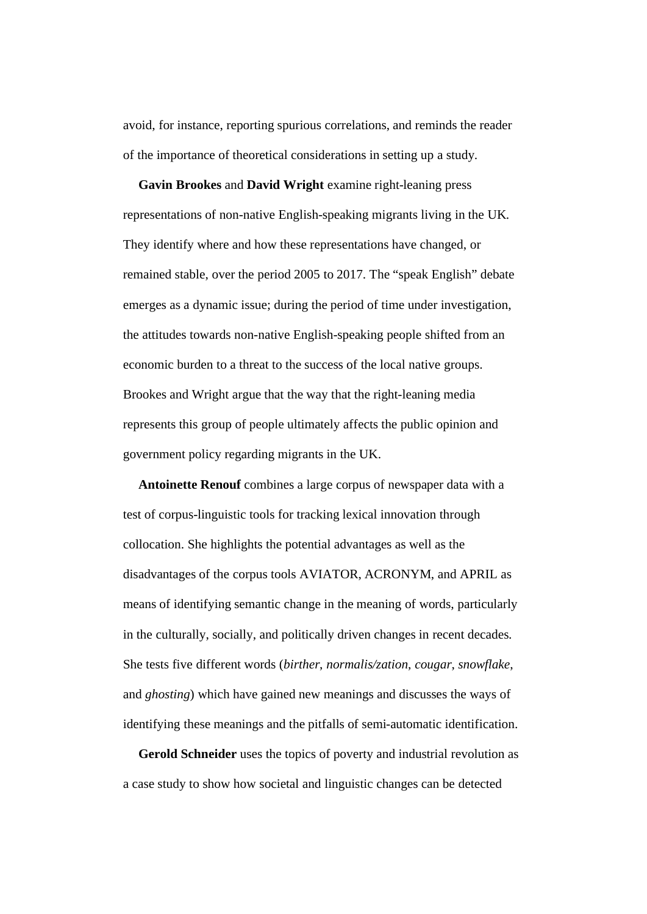avoid, for instance, reporting spurious correlations, and reminds the reader of the importance of theoretical considerations in setting up a study.

**Gavin Brookes** and **David Wright** examine right-leaning press representations of non-native English-speaking migrants living in the UK. They identify where and how these representations have changed, or remained stable, over the period 2005 to 2017. The "speak English" debate emerges as a dynamic issue; during the period of time under investigation, the attitudes towards non-native English-speaking people shifted from an economic burden to a threat to the success of the local native groups. Brookes and Wright argue that the way that the right-leaning media represents this group of people ultimately affects the public opinion and government policy regarding migrants in the UK.

**Antoinette Renouf** combines a large corpus of newspaper data with a test of corpus-linguistic tools for tracking lexical innovation through collocation. She highlights the potential advantages as well as the disadvantages of the corpus tools AVIATOR, ACRONYM, and APRIL as means of identifying semantic change in the meaning of words, particularly in the culturally, socially, and politically driven changes in recent decades. She tests five different words (*birther*, *normalis/zation*, *cougar*, *snowflake*, and *ghosting*) which have gained new meanings and discusses the ways of identifying these meanings and the pitfalls of semi-automatic identification.

**Gerold Schneider** uses the topics of poverty and industrial revolution as a case study to show how societal and linguistic changes can be detected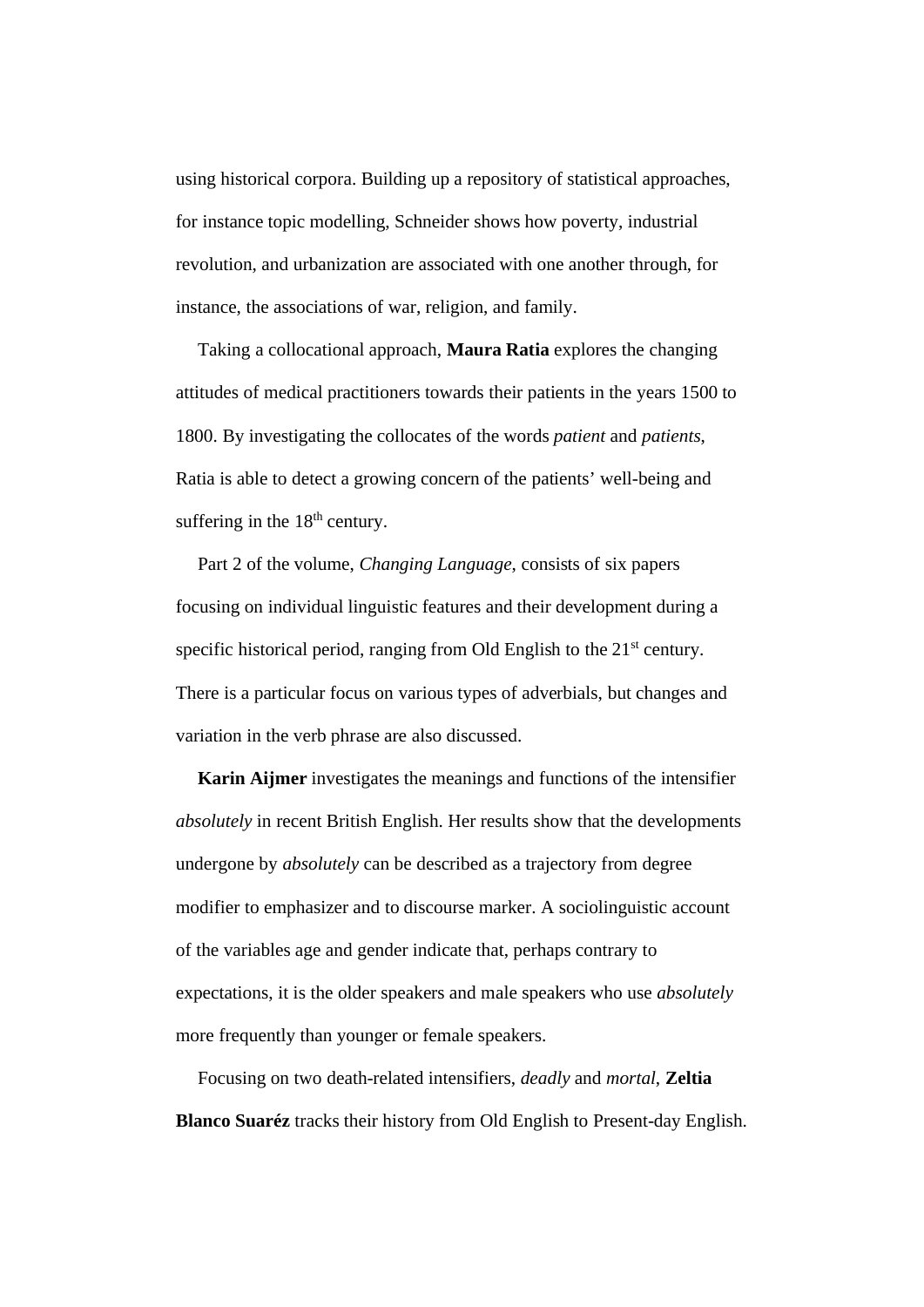using historical corpora. Building up a repository of statistical approaches, for instance topic modelling, Schneider shows how poverty, industrial revolution, and urbanization are associated with one another through, for instance, the associations of war, religion, and family.

Taking a collocational approach, **Maura Ratia** explores the changing attitudes of medical practitioners towards their patients in the years 1500 to 1800. By investigating the collocates of the words *patient* and *patients*, Ratia is able to detect a growing concern of the patients' well-being and suffering in the 18th century.

Part 2 of the volume, *Changing Language*, consists of six papers focusing on individual linguistic features and their development during a specific historical period, ranging from Old English to the 21st century. There is a particular focus on various types of adverbials, but changes and variation in the verb phrase are also discussed.

**Karin Aijmer** investigates the meanings and functions of the intensifier *absolutely* in recent British English. Her results show that the developments undergone by *absolutely* can be described as a trajectory from degree modifier to emphasizer and to discourse marker. A sociolinguistic account of the variables age and gender indicate that, perhaps contrary to expectations, it is the older speakers and male speakers who use *absolutely* more frequently than younger or female speakers.

Focusing on two death-related intensifiers, *deadly* and *mortal*, **Zeltia Blanco Suaréz** tracks their history from Old English to Present-day English.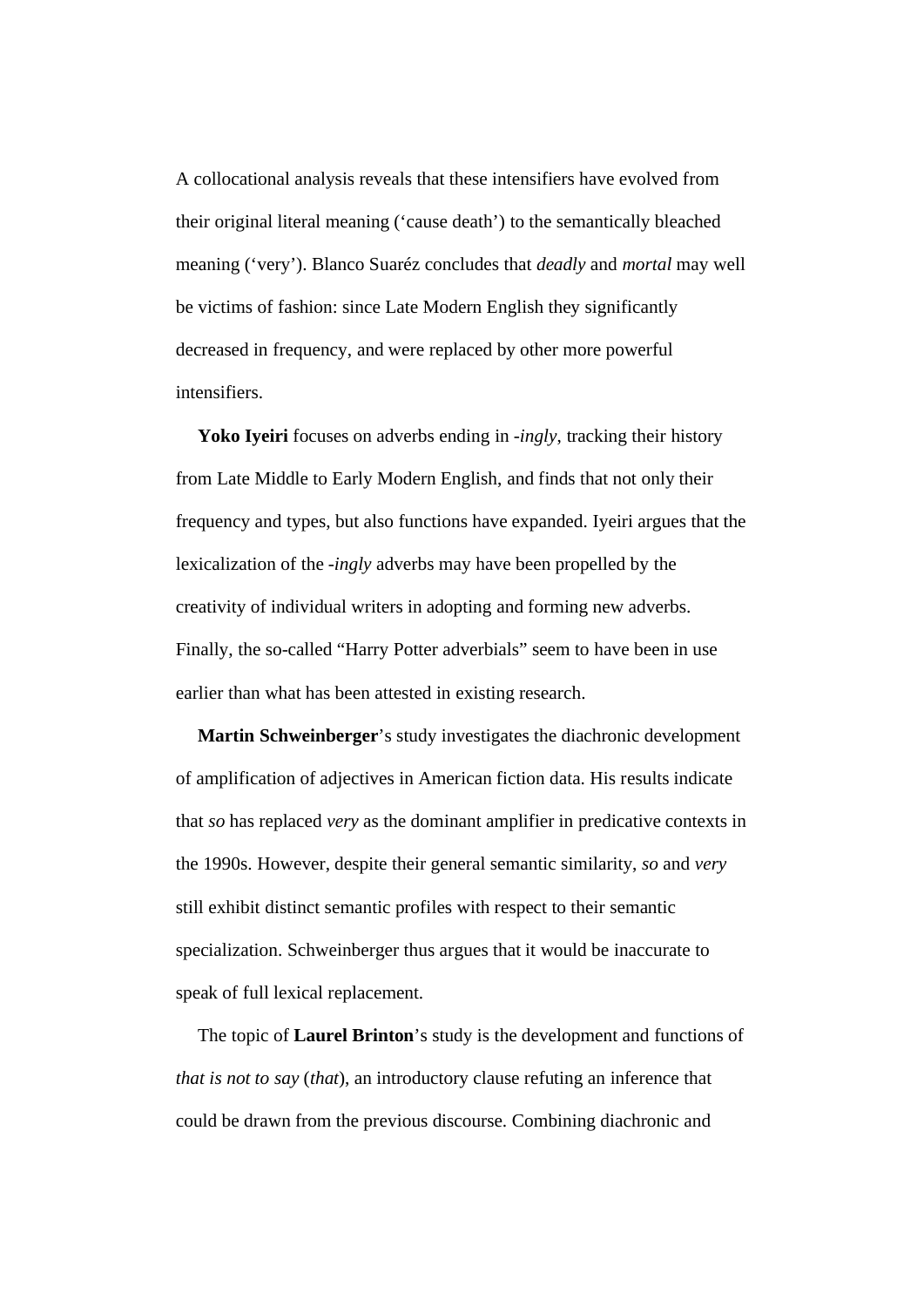A collocational analysis reveals that these intensifiers have evolved from their original literal meaning (‘cause death’) to the semantically bleached meaning (‘very’). Blanco Suaréz concludes that *deadly* and *mortal* may well be victims of fashion: since Late Modern English they significantly decreased in frequency, and were replaced by other more powerful intensifiers.

**Yoko Iyeiri** focuses on adverbs ending in *-ingly*, tracking their history from Late Middle to Early Modern English, and finds that not only their frequency and types, but also functions have expanded. Iyeiri argues that the lexicalization of the *-ingly* adverbs may have been propelled by the creativity of individual writers in adopting and forming new adverbs. Finally, the so-called “Harry Potter adverbials” seem to have been in use earlier than what has been attested in existing research.

**Martin Schweinberger**’s study investigates the diachronic development of amplification of adjectives in American fiction data. His results indicate that *so* has replaced *very* as the dominant amplifier in predicative contexts in the 1990s. However, despite their general semantic similarity, *so* and *very* still exhibit distinct semantic profiles with respect to their semantic specialization. Schweinberger thus argues that it would be inaccurate to speak of full lexical replacement.

The topic of **Laurel Brinton**’s study is the development and functions of *that is not to say* (*that*), an introductory clause refuting an inference that could be drawn from the previous discourse. Combining diachronic and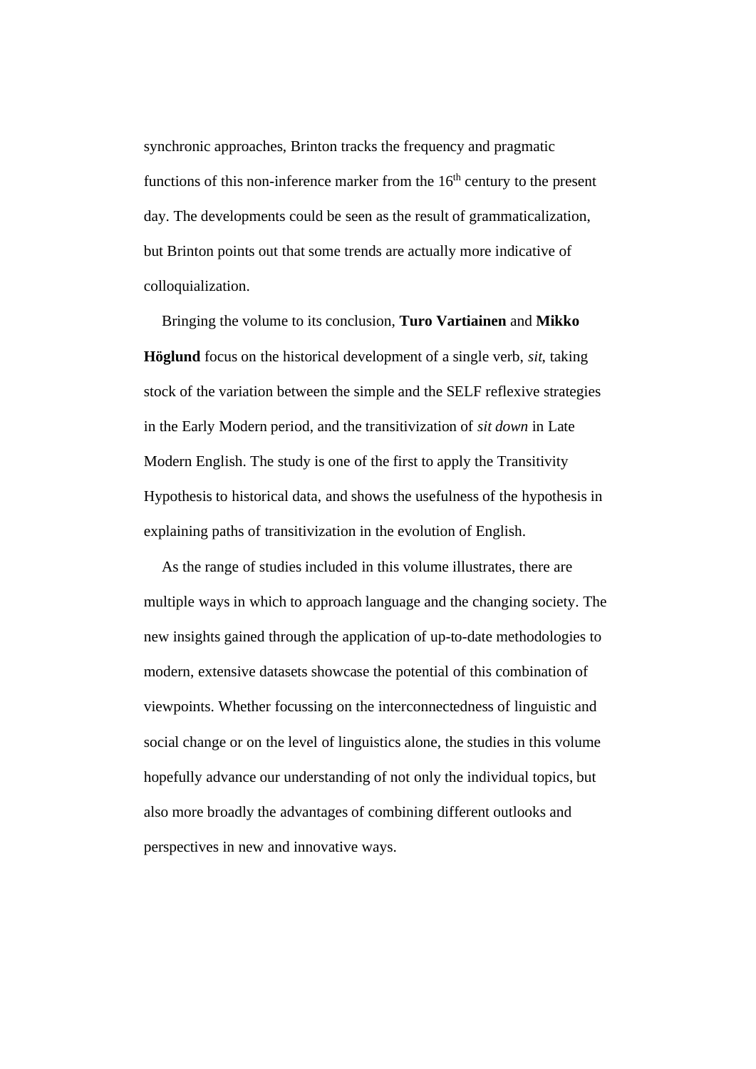synchronic approaches, Brinton tracks the frequency and pragmatic functions of this non-inference marker from the 16th century to the present day. The developments could be seen as the result of grammaticalization, but Brinton points out that some trends are actually more indicative of colloquialization.

Bringing the volume to its conclusion, **Turo Vartiainen** and **Mikko Höglund** focus on the historical development of a single verb, *sit*, taking stock of the variation between the simple and the SELF reflexive strategies in the Early Modern period, and the transitivization of *sit down* in Late Modern English. The study is one of the first to apply the Transitivity Hypothesis to historical data, and shows the usefulness of the hypothesis in explaining paths of transitivization in the evolution of English.

As the range of studies included in this volume illustrates, there are multiple ways in which to approach language and the changing society. The new insights gained through the application of up-to-date methodologies to modern, extensive datasets showcase the potential of this combination of viewpoints. Whether focussing on the interconnectedness of linguistic and social change or on the level of linguistics alone, the studies in this volume hopefully advance our understanding of not only the individual topics, but also more broadly the advantages of combining different outlooks and perspectives in new and innovative ways.